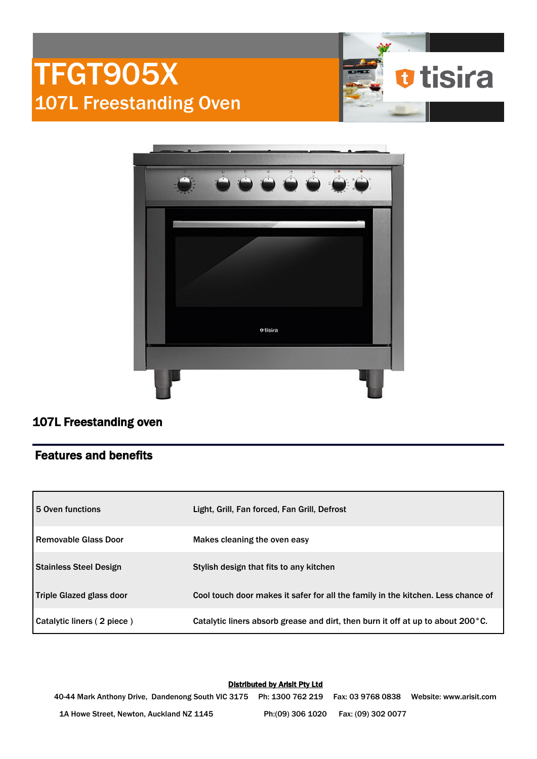# TFGT905X

## 107L Freestanding Oven

tisira

### 107L Freestanding oven

### Features and benefits

| | |
|---|---|
| 5 Oven functions | Light, Grill, Fan forced, Fan Grill, Defrost |
| Removable Glass Door | Makes cleaning the oven easy |
| Stainless Steel Design | Stylish design that fits to any kitchen |
| Triple Glazed glass door | Cool touch door makes it safer for all the family in the kitchen. Less chance of |
| Catalytic liners ( 2 piece ) | Catalytic liners absorb grease and dirt, then burn it off at up to about 200°C. |

**Distributed by Arisit Pty Ltd**

40-44 Mark Anthony Drive, Dandenong South VIC 3175 Ph: 1300 762 219 Fax: 03 9768 0838 Website: www.arisit.com

1A Howe Street, Newton, Auckland NZ 1145 Ph:(09) 306 1020 Fax: (09) 302 0077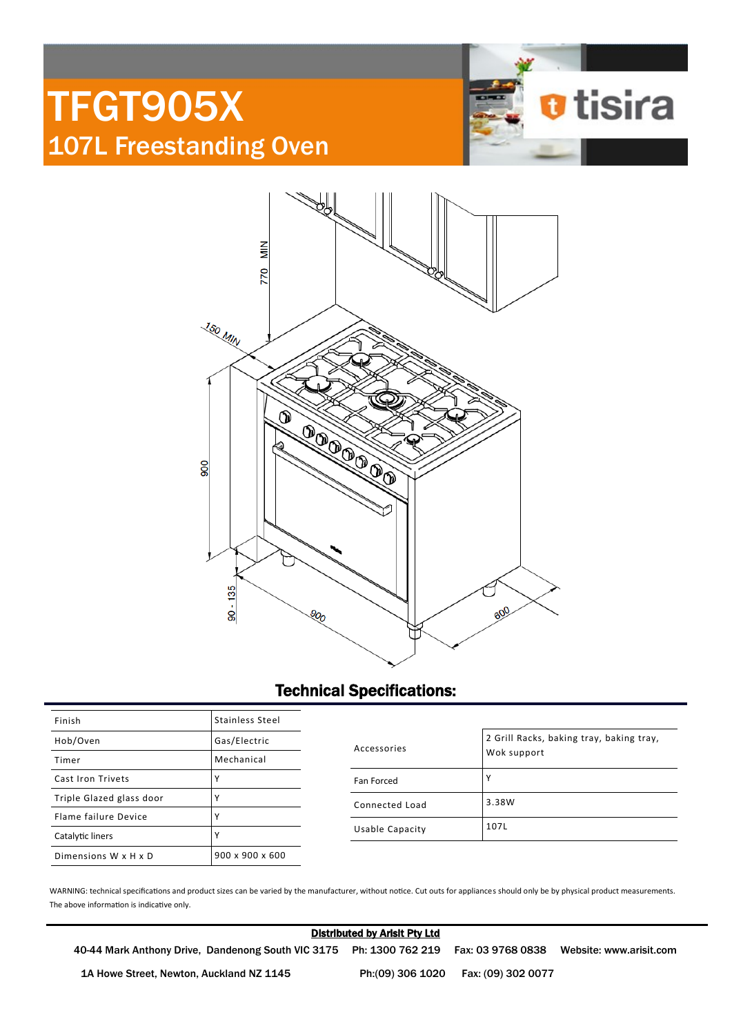# TFGT905X

## 107L Freestanding Oven

tisira

770 MIN

150 MIN

900

90 - 135

900

600

## Technical Specifications:

| | |
|---|---|
| Finish | Stainless Steel |
| Hob/Oven | Gas/Electric |
| Timer | Mechanical |
| Cast Iron Trivets | Y |
| Triple Glazed glass door | Y |
| Flame failure Device | Y |
| Catalytic liners | Y |
| Dimensions W x H x D | 900 x 900 x 600 |

| | |
|---|---|
| Accessories | 2 Grill Racks, baking tray, baking tray, Wok support |
| Fan Forced | Y |
| Connected Load | 3.38W |
| Usable Capacity | 107L |

WARNING: technical specifications and product sizes can be varied by the manufacturer, without notice. Cut outs for appliances should only be by physical product measurements. The above information is indicative only.

**Distributed by Arisit Pty Ltd**

40-44 Mark Anthony Drive, Dandenong South VIC 3175 Ph: 1300 762 219 Fax: 03 9768 0838 Website: www.arisit.com

1A Howe Street, Newton, Auckland NZ 1145 Ph:(09) 306 1020 Fax: (09) 302 0077